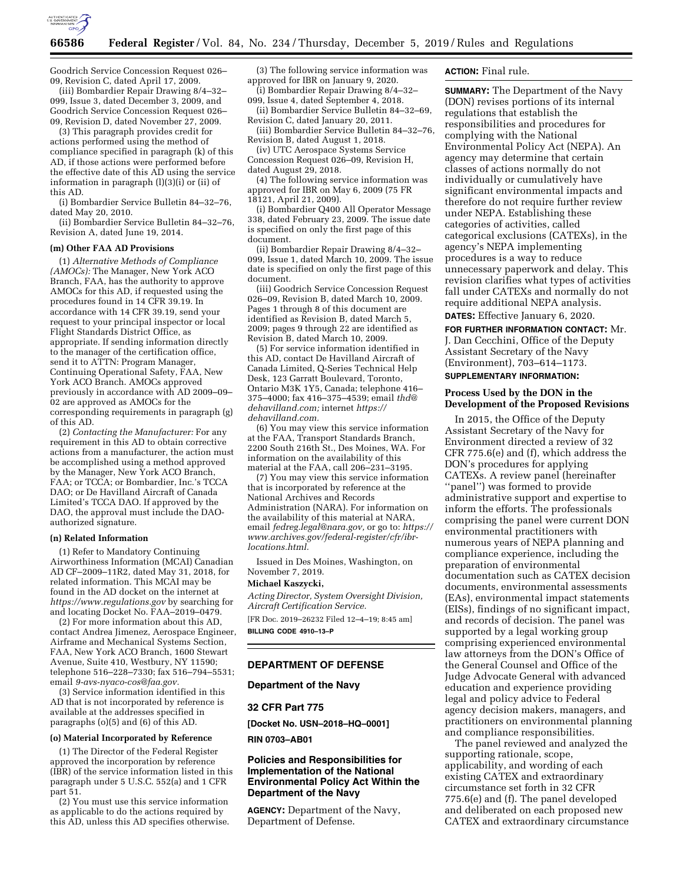Goodrich Service Concession Request 026–09, Revision C, dated April 17, 2009.

(iii) Bombardier Repair Drawing 8/4–32–099, Issue 3, dated December 3, 2009, and Goodrich Service Concession Request 026–09, Revision D, dated November 27, 2009.

(3) This paragraph provides credit for actions performed using the method of compliance specified in paragraph (k) of this AD, if those actions were performed before the effective date of this AD using the service information in paragraph (l)(3)(i) or (ii) of this AD.

(i) Bombardier Service Bulletin 84–32–76, dated May 20, 2010.

(ii) Bombardier Service Bulletin 84–32–76, Revision A, dated June 19, 2014.

**(m) Other FAA AD Provisions**

(1) *Alternative Methods of Compliance (AMOCs):* The Manager, New York ACO Branch, FAA, has the authority to approve AMOCs for this AD, if requested using the procedures found in 14 CFR 39.19. In accordance with 14 CFR 39.19, send your request to your principal inspector or local Flight Standards District Office, as appropriate. If sending information directly to the manager of the certification office, send it to ATTN: Program Manager, Continuing Operational Safety, FAA, New York ACO Branch. AMOCs approved previously in accordance with AD 2009–09–02 are approved as AMOCs for the corresponding requirements in paragraph (g) of this AD.

(2) *Contacting the Manufacturer:* For any requirement in this AD to obtain corrective actions from a manufacturer, the action must be accomplished using a method approved by the Manager, New York ACO Branch, FAA; or TCCA; or Bombardier, Inc.'s TCCA DAO; or De Havilland Aircraft of Canada Limited's TCCA DAO. If approved by the DAO, the approval must include the DAO-authorized signature.

**(n) Related Information**

(1) Refer to Mandatory Continuing Airworthiness Information (MCAI) Canadian AD CF–2009–11R2, dated May 31, 2018, for related information. This MCAI may be found in the AD docket on the internet at *https://www.regulations.gov* by searching for and locating Docket No. FAA–2019–0479.

(2) For more information about this AD, contact Andrea Jimenez, Aerospace Engineer, Airframe and Mechanical Systems Section, FAA, New York ACO Branch, 1600 Stewart Avenue, Suite 410, Westbury, NY 11590; telephone 516–228–7330; fax 516–794–5531; email *9-avs-nyaco-cos@faa.gov.*

(3) Service information identified in this AD that is not incorporated by reference is available at the addresses specified in paragraphs (o)(5) and (6) of this AD.

**(o) Material Incorporated by Reference**

(1) The Director of the Federal Register approved the incorporation by reference (IBR) of the service information listed in this paragraph under 5 U.S.C. 552(a) and 1 CFR part 51.

(2) You must use this service information as applicable to do the actions required by this AD, unless this AD specifies otherwise.

(3) The following service information was approved for IBR on January 9, 2020.

(i) Bombardier Repair Drawing 8/4–32–099, Issue 4, dated September 4, 2018.

(ii) Bombardier Service Bulletin 84–32–69, Revision C, dated January 20, 2011.

(iii) Bombardier Service Bulletin 84–32–76, Revision B, dated August 1, 2018.

(iv) UTC Aerospace Systems Service Concession Request 026–09, Revision H, dated August 29, 2018.

(4) The following service information was approved for IBR on May 6, 2009 (75 FR 18121, April 21, 2009).

(i) Bombardier Q400 All Operator Message 338, dated February 23, 2009. The issue date is specified on only the first page of this document.

(ii) Bombardier Repair Drawing 8/4–32–099, Issue 1, dated March 10, 2009. The issue date is specified on only the first page of this document.

(iii) Goodrich Service Concession Request 026–09, Revision B, dated March 10, 2009. Pages 1 through 8 of this document are identified as Revision B, dated March 5, 2009; pages 9 through 22 are identified as Revision B, dated March 10, 2009.

(5) For service information identified in this AD, contact De Havilland Aircraft of Canada Limited, Q-Series Technical Help Desk, 123 Garratt Boulevard, Toronto, Ontario M3K 1Y5, Canada; telephone 416–375–4000; fax 416–375–4539; email *thd@dehavilland.com;* internet *https://dehavilland.com.*

(6) You may view this service information at the FAA, Transport Standards Branch, 2200 South 216th St., Des Moines, WA. For information on the availability of this material at the FAA, call 206–231–3195.

(7) You may view this service information that is incorporated by reference at the National Archives and Records Administration (NARA). For information on the availability of this material at NARA, email *fedreg.legal@nara.gov,* or go to: *https://www.archives.gov/federal-register/cfr/ibr-locations.html.*

Issued in Des Moines, Washington, on November 7, 2019.

**Michael Kaszycki,**

*Acting Director, System Oversight Division, Aircraft Certification Service.*

[FR Doc. 2019–26232 Filed 12–4–19; 8:45 am]

**BILLING CODE 4910–13–P**

---

## DEPARTMENT OF DEFENSE

### Department of the Navy

### 32 CFR Part 775

**[Docket No. USN–2018–HQ–0001]**

**RIN 0703–AB01**

### Policies and Responsibilities for Implementation of the National Environmental Policy Act Within the Department of the Navy

**AGENCY:** Department of the Navy, Department of Defense.

**ACTION:** Final rule.

**SUMMARY:** The Department of the Navy (DON) revises portions of its internal regulations that establish the responsibilities and procedures for complying with the National Environmental Policy Act (NEPA). An agency may determine that certain classes of actions normally do not individually or cumulatively have significant environmental impacts and therefore do not require further review under NEPA. Establishing these categories of activities, called categorical exclusions (CATEXs), in the agency's NEPA implementing procedures is a way to reduce unnecessary paperwork and delay. This revision clarifies what types of activities fall under CATEXs and normally do not require additional NEPA analysis.

**DATES:** Effective January 6, 2020.

**FOR FURTHER INFORMATION CONTACT:** Mr. J. Dan Cecchini, Office of the Deputy Assistant Secretary of the Navy (Environment), 703–614–1173.

**SUPPLEMENTARY INFORMATION:**

#### Process Used by the DON in the Development of the Proposed Revisions

In 2015, the Office of the Deputy Assistant Secretary of the Navy for Environment directed a review of 32 CFR 775.6(e) and (f), which address the DON's procedures for applying CATEXs. A review panel (hereinafter ''panel'') was formed to provide administrative support and expertise to inform the efforts. The professionals comprising the panel were current DON environmental practitioners with numerous years of NEPA planning and compliance experience, including the preparation of environmental documentation such as CATEX decision documents, environmental assessments (EAs), environmental impact statements (EISs), findings of no significant impact, and records of decision. The panel was supported by a legal working group comprising experienced environmental law attorneys from the DON's Office of the General Counsel and Office of the Judge Advocate General with advanced education and experience providing legal and policy advice to Federal agency decision makers, managers, and practitioners on environmental planning and compliance responsibilities.

The panel reviewed and analyzed the supporting rationale, scope, applicability, and wording of each existing CATEX and extraordinary circumstance set forth in 32 CFR 775.6(e) and (f). The panel developed and deliberated on each proposed new CATEX and extraordinary circumstance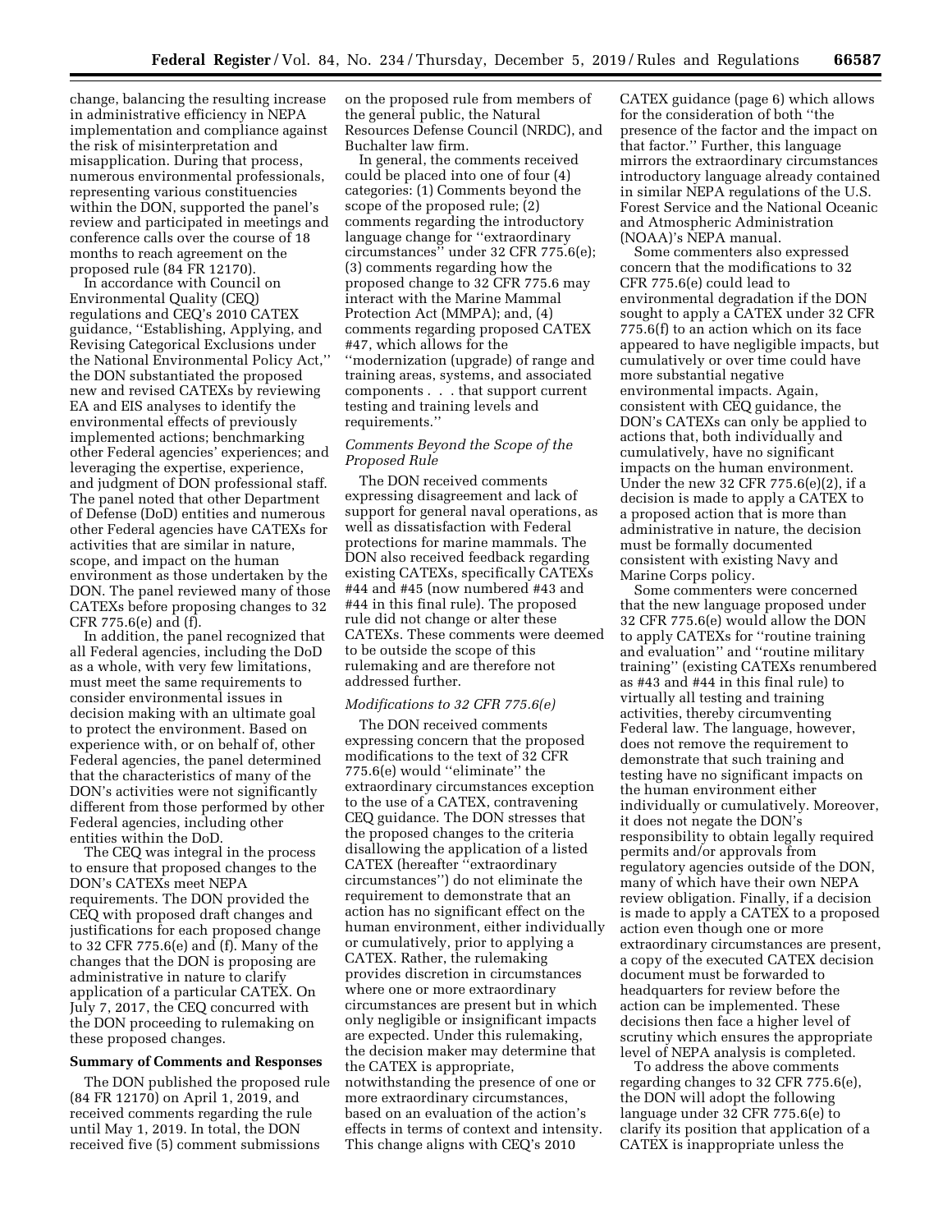change, balancing the resulting increase in administrative efficiency in NEPA implementation and compliance against the risk of misinterpretation and misapplication. During that process, numerous environmental professionals, representing various constituencies within the DON, supported the panel's review and participated in meetings and conference calls over the course of 18 months to reach agreement on the proposed rule (84 FR 12170).

In accordance with Council on Environmental Quality (CEQ) regulations and CEQ's 2010 CATEX guidance, "Establishing, Applying, and Revising Categorical Exclusions under the National Environmental Policy Act," the DON substantiated the proposed new and revised CATEXs by reviewing EA and EIS analyses to identify the environmental effects of previously implemented actions; benchmarking other Federal agencies' experiences; and leveraging the expertise, experience, and judgment of DON professional staff. The panel noted that other Department of Defense (DoD) entities and numerous other Federal agencies have CATEXs for activities that are similar in nature, scope, and impact on the human environment as those undertaken by the DON. The panel reviewed many of those CATEXs before proposing changes to 32 CFR 775.6(e) and (f).

In addition, the panel recognized that all Federal agencies, including the DoD as a whole, with very few limitations, must meet the same requirements to consider environmental issues in decision making with an ultimate goal to protect the environment. Based on experience with, or on behalf of, other Federal agencies, the panel determined that the characteristics of many of the DON's activities were not significantly different from those performed by other Federal agencies, including other entities within the DoD.

The CEQ was integral in the process to ensure that proposed changes to the DON's CATEXs meet NEPA requirements. The DON provided the CEQ with proposed draft changes and justifications for each proposed change to 32 CFR 775.6(e) and (f). Many of the changes that the DON is proposing are administrative in nature to clarify application of a particular CATEX. On July 7, 2017, the CEQ concurred with the DON proceeding to rulemaking on these proposed changes.

## Summary of Comments and Responses

The DON published the proposed rule (84 FR 12170) on April 1, 2019, and received comments regarding the rule until May 1, 2019. In total, the DON received five (5) comment submissions on the proposed rule from members of the general public, the Natural Resources Defense Council (NRDC), and Buchalter law firm.

In general, the comments received could be placed into one of four (4) categories: (1) Comments beyond the scope of the proposed rule; (2) comments regarding the introductory language change for "extraordinary circumstances" under 32 CFR 775.6(e); (3) comments regarding how the proposed change to 32 CFR 775.6 may interact with the Marine Mammal Protection Act (MMPA); and, (4) comments regarding proposed CATEX #47, which allows for the "modernization (upgrade) of range and training areas, systems, and associated components . . . that support current testing and training levels and requirements."

### *Comments Beyond the Scope of the Proposed Rule*

The DON received comments expressing disagreement and lack of support for general naval operations, as well as dissatisfaction with Federal protections for marine mammals. The DON also received feedback regarding existing CATEXs, specifically CATEXs #44 and #45 (now numbered #43 and #44 in this final rule). The proposed rule did not change or alter these CATEXs. These comments were deemed to be outside the scope of this rulemaking and are therefore not addressed further.

### *Modifications to 32 CFR 775.6(e)*

The DON received comments expressing concern that the proposed modifications to the text of 32 CFR 775.6(e) would "eliminate" the extraordinary circumstances exception to the use of a CATEX, contravening CEQ guidance. The DON stresses that the proposed changes to the criteria disallowing the application of a listed CATEX (hereafter "extraordinary circumstances") do not eliminate the requirement to demonstrate that an action has no significant effect on the human environment, either individually or cumulatively, prior to applying a CATEX. Rather, the rulemaking provides discretion in circumstances where one or more extraordinary circumstances are present but in which only negligible or insignificant impacts are expected. Under this rulemaking, the decision maker may determine that the CATEX is appropriate, notwithstanding the presence of one or more extraordinary circumstances, based on an evaluation of the action's effects in terms of context and intensity. This change aligns with CEQ's 2010 CATEX guidance (page 6) which allows for the consideration of both "the presence of the factor and the impact on that factor." Further, this language mirrors the extraordinary circumstances introductory language already contained in similar NEPA regulations of the U.S. Forest Service and the National Oceanic and Atmospheric Administration (NOAA)'s NEPA manual.

Some commenters also expressed concern that the modifications to 32 CFR 775.6(e) could lead to environmental degradation if the DON sought to apply a CATEX under 32 CFR 775.6(f) to an action which on its face appeared to have negligible impacts, but cumulatively or over time could have more substantial negative environmental impacts. Again, consistent with CEQ guidance, the DON's CATEXs can only be applied to actions that, both individually and cumulatively, have no significant impacts on the human environment. Under the new 32 CFR 775.6(e)(2), if a decision is made to apply a CATEX to a proposed action that is more than administrative in nature, the decision must be formally documented consistent with existing Navy and Marine Corps policy.

Some commenters were concerned that the new language proposed under 32 CFR 775.6(e) would allow the DON to apply CATEXs for "routine training and evaluation" and "routine military training" (existing CATEXs renumbered as #43 and #44 in this final rule) to virtually all testing and training activities, thereby circumventing Federal law. The language, however, does not remove the requirement to demonstrate that such training and testing have no significant impacts on the human environment either individually or cumulatively. Moreover, it does not negate the DON's responsibility to obtain legally required permits and/or approvals from regulatory agencies outside of the DON, many of which have their own NEPA review obligation. Finally, if a decision is made to apply a CATEX to a proposed action even though one or more extraordinary circumstances are present, a copy of the executed CATEX decision document must be forwarded to headquarters for review before the action can be implemented. These decisions then face a higher level of scrutiny which ensures the appropriate level of NEPA analysis is completed.

To address the above comments regarding changes to 32 CFR 775.6(e), the DON will adopt the following language under 32 CFR 775.6(e) to clarify its position that application of a CATEX is inappropriate unless the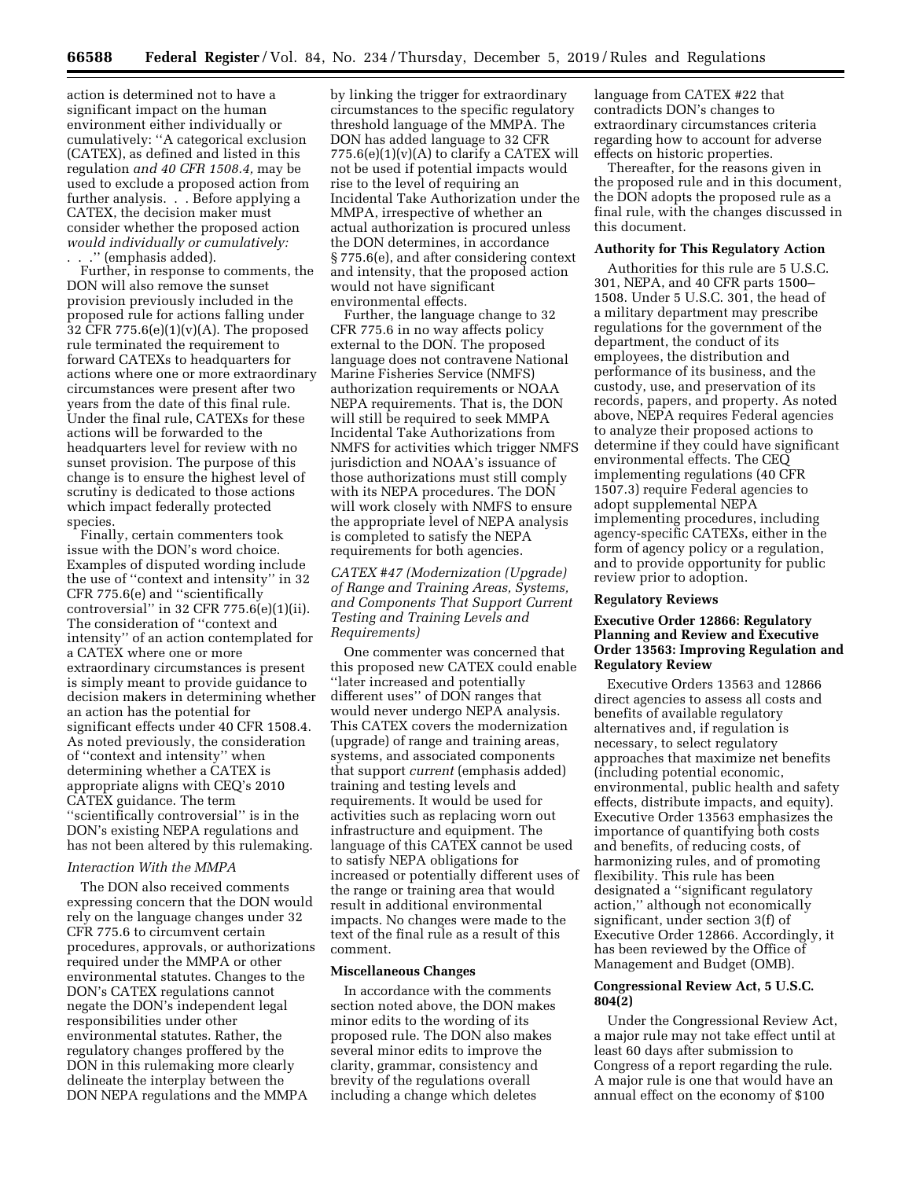action is determined not to have a significant impact on the human environment either individually or cumulatively: ''A categorical exclusion (CATEX), as defined and listed in this regulation *and 40 CFR 1508.4,* may be used to exclude a proposed action from further analysis. . . Before applying a CATEX, the decision maker must consider whether the proposed action *would individually or cumulatively:* . . .'' (emphasis added).

Further, in response to comments, the DON will also remove the sunset provision previously included in the proposed rule for actions falling under 32 CFR 775.6(e)(1)(v)(A). The proposed rule terminated the requirement to forward CATEXs to headquarters for actions where one or more extraordinary circumstances were present after two years from the date of this final rule. Under the final rule, CATEXs for these actions will be forwarded to the headquarters level for review with no sunset provision. The purpose of this change is to ensure the highest level of scrutiny is dedicated to those actions which impact federally protected species.

Finally, certain commenters took issue with the DON's word choice. Examples of disputed wording include the use of ''context and intensity'' in 32 CFR 775.6(e) and ''scientifically controversial'' in 32 CFR 775.6(e)(1)(ii). The consideration of ''context and intensity'' of an action contemplated for a CATEX where one or more extraordinary circumstances is present is simply meant to provide guidance to decision makers in determining whether an action has the potential for significant effects under 40 CFR 1508.4. As noted previously, the consideration of ''context and intensity'' when determining whether a CATEX is appropriate aligns with CEQ's 2010 CATEX guidance. The term ''scientifically controversial'' is in the DON's existing NEPA regulations and has not been altered by this rulemaking.

*Interaction With the MMPA*

The DON also received comments expressing concern that the DON would rely on the language changes under 32 CFR 775.6 to circumvent certain procedures, approvals, or authorizations required under the MMPA or other environmental statutes. Changes to the DON's CATEX regulations cannot negate the DON's independent legal responsibilities under other environmental statutes. Rather, the regulatory changes proffered by the DON in this rulemaking more clearly delineate the interplay between the DON NEPA regulations and the MMPA by linking the trigger for extraordinary circumstances to the specific regulatory threshold language of the MMPA. The DON has added language to 32 CFR 775.6(e)(1)(v)(A) to clarify a CATEX will not be used if potential impacts would rise to the level of requiring an Incidental Take Authorization under the MMPA, irrespective of whether an actual authorization is procured unless the DON determines, in accordance § 775.6(e), and after considering context and intensity, that the proposed action would not have significant environmental effects.

Further, the language change to 32 CFR 775.6 in no way affects policy external to the DON. The proposed language does not contravene National Marine Fisheries Service (NMFS) authorization requirements or NOAA NEPA requirements. That is, the DON will still be required to seek MMPA Incidental Take Authorizations from NMFS for activities which trigger NMFS jurisdiction and NOAA's issuance of those authorizations must still comply with its NEPA procedures. The DON will work closely with NMFS to ensure the appropriate level of NEPA analysis is completed to satisfy the NEPA requirements for both agencies.

*CATEX #47 (Modernization (Upgrade) of Range and Training Areas, Systems, and Components That Support Current Testing and Training Levels and Requirements)*

One commenter was concerned that this proposed new CATEX could enable ''later increased and potentially different uses'' of DON ranges that would never undergo NEPA analysis. This CATEX covers the modernization (upgrade) of range and training areas, systems, and associated components that support *current* (emphasis added) training and testing levels and requirements. It would be used for activities such as replacing worn out infrastructure and equipment. The language of this CATEX cannot be used to satisfy NEPA obligations for increased or potentially different uses of the range or training area that would result in additional environmental impacts. No changes were made to the text of the final rule as a result of this comment.

**Miscellaneous Changes**

In accordance with the comments section noted above, the DON makes minor edits to the wording of its proposed rule. The DON also makes several minor edits to improve the clarity, grammar, consistency and brevity of the regulations overall including a change which deletes language from CATEX #22 that contradicts DON's changes to extraordinary circumstances criteria regarding how to account for adverse effects on historic properties.

Thereafter, for the reasons given in the proposed rule and in this document, the DON adopts the proposed rule as a final rule, with the changes discussed in this document.

**Authority for This Regulatory Action**

Authorities for this rule are 5 U.S.C. 301, NEPA, and 40 CFR parts 1500–1508. Under 5 U.S.C. 301, the head of a military department may prescribe regulations for the government of the department, the conduct of its employees, the distribution and performance of its business, and the custody, use, and preservation of its records, papers, and property. As noted above, NEPA requires Federal agencies to analyze their proposed actions to determine if they could have significant environmental effects. The CEQ implementing regulations (40 CFR 1507.3) require Federal agencies to adopt supplemental NEPA implementing procedures, including agency-specific CATEXs, either in the form of agency policy or a regulation, and to provide opportunity for public review prior to adoption.

**Regulatory Reviews**

**Executive Order 12866: Regulatory Planning and Review and Executive Order 13563: Improving Regulation and Regulatory Review**

Executive Orders 13563 and 12866 direct agencies to assess all costs and benefits of available regulatory alternatives and, if regulation is necessary, to select regulatory approaches that maximize net benefits (including potential economic, environmental, public health and safety effects, distribute impacts, and equity). Executive Order 13563 emphasizes the importance of quantifying both costs and benefits, of reducing costs, of harmonizing rules, and of promoting flexibility. This rule has been designated a ''significant regulatory action,'' although not economically significant, under section 3(f) of Executive Order 12866. Accordingly, it has been reviewed by the Office of Management and Budget (OMB).

**Congressional Review Act, 5 U.S.C. 804(2)**

Under the Congressional Review Act, a major rule may not take effect until at least 60 days after submission to Congress of a report regarding the rule. A major rule is one that would have an annual effect on the economy of $100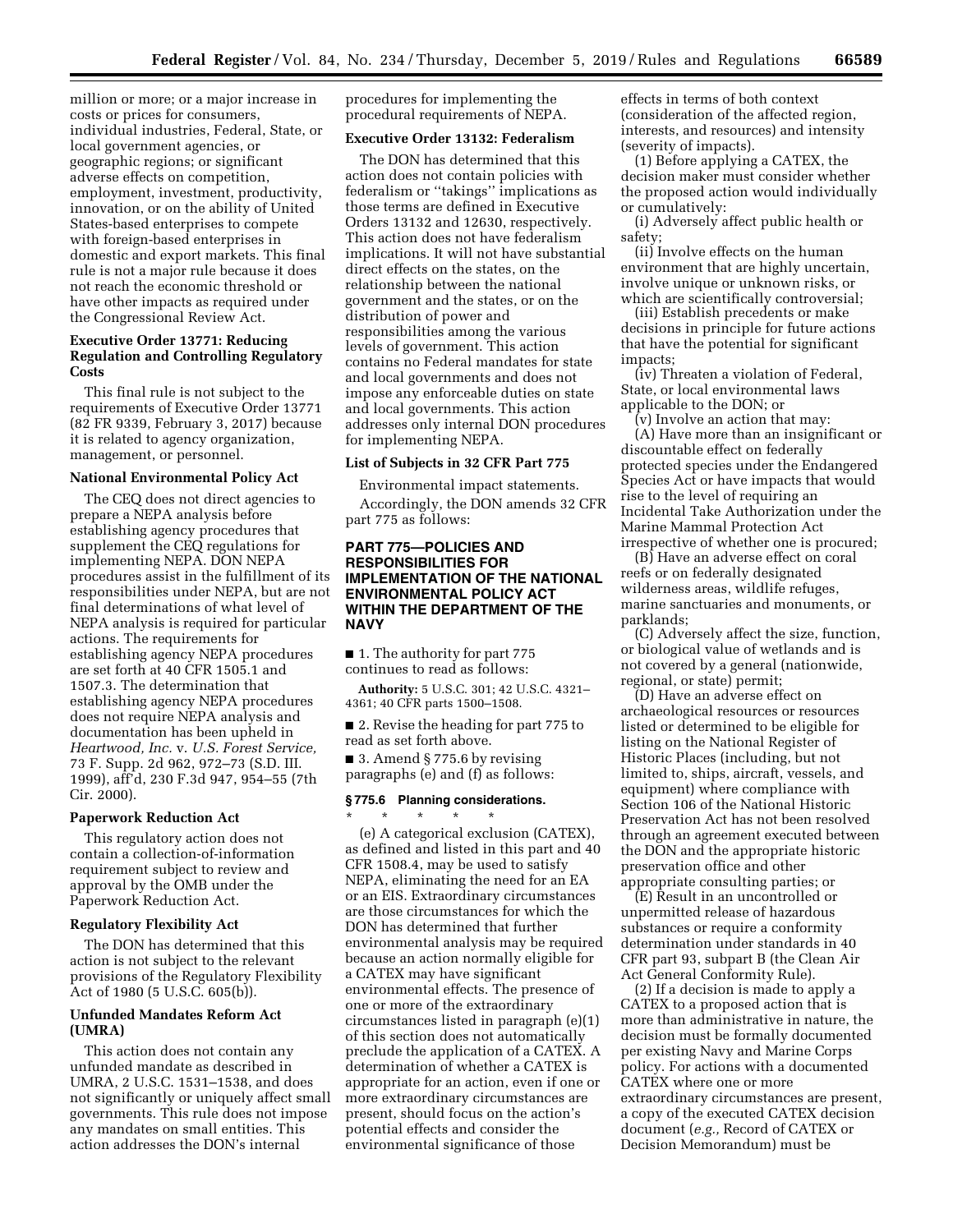million or more; or a major increase in costs or prices for consumers, individual industries, Federal, State, or local government agencies, or geographic regions; or significant adverse effects on competition, employment, investment, productivity, innovation, or on the ability of United States-based enterprises to compete with foreign-based enterprises in domestic and export markets. This final rule is not a major rule because it does not reach the economic threshold or have other impacts as required under the Congressional Review Act.

### Executive Order 13771: Reducing Regulation and Controlling Regulatory Costs

This final rule is not subject to the requirements of Executive Order 13771 (82 FR 9339, February 3, 2017) because it is related to agency organization, management, or personnel.

### National Environmental Policy Act

The CEQ does not direct agencies to prepare a NEPA analysis before establishing agency procedures that supplement the CEQ regulations for implementing NEPA. DON NEPA procedures assist in the fulfillment of its responsibilities under NEPA, but are not final determinations of what level of NEPA analysis is required for particular actions. The requirements for establishing agency NEPA procedures are set forth at 40 CFR 1505.1 and 1507.3. The determination that establishing agency NEPA procedures does not require NEPA analysis and documentation has been upheld in *Heartwood, Inc.* v. *U.S. Forest Service,* 73 F. Supp. 2d 962, 972–73 (S.D. Ill. 1999), aff'd, 230 F.3d 947, 954–55 (7th Cir. 2000).

### Paperwork Reduction Act

This regulatory action does not contain a collection-of-information requirement subject to review and approval by the OMB under the Paperwork Reduction Act.

### Regulatory Flexibility Act

The DON has determined that this action is not subject to the relevant provisions of the Regulatory Flexibility Act of 1980 (5 U.S.C. 605(b)).

### Unfunded Mandates Reform Act (UMRA)

This action does not contain any unfunded mandate as described in UMRA, 2 U.S.C. 1531–1538, and does not significantly or uniquely affect small governments. This rule does not impose any mandates on small entities. This action addresses the DON's internal procedures for implementing the procedural requirements of NEPA.

### Executive Order 13132: Federalism

The DON has determined that this action does not contain policies with federalism or ''takings'' implications as those terms are defined in Executive Orders 13132 and 12630, respectively. This action does not have federalism implications. It will not have substantial direct effects on the states, on the relationship between the national government and the states, or on the distribution of power and responsibilities among the various levels of government. This action contains no Federal mandates for state and local governments and does not impose any enforceable duties on state and local governments. This action addresses only internal DON procedures for implementing NEPA.

### List of Subjects in 32 CFR Part 775

Environmental impact statements.

Accordingly, the DON amends 32 CFR part 775 as follows:

## PART 775—POLICIES AND RESPONSIBILITIES FOR IMPLEMENTATION OF THE NATIONAL ENVIRONMENTAL POLICY ACT WITHIN THE DEPARTMENT OF THE NAVY

■ 1. The authority for part 775 continues to read as follows:

**Authority:** 5 U.S.C. 301; 42 U.S.C. 4321–4361; 40 CFR parts 1500–1508.

■ 2. Revise the heading for part 775 to read as set forth above.

■ 3. Amend § 775.6 by revising paragraphs (e) and (f) as follows:

### § 775.6 Planning considerations.

\* \* \* \* \*

(e) A categorical exclusion (CATEX), as defined and listed in this part and 40 CFR 1508.4, may be used to satisfy NEPA, eliminating the need for an EA or an EIS. Extraordinary circumstances are those circumstances for which the DON has determined that further environmental analysis may be required because an action normally eligible for a CATEX may have significant environmental effects. The presence of one or more of the extraordinary circumstances listed in paragraph (e)(1) of this section does not automatically preclude the application of a CATEX. A determination of whether a CATEX is appropriate for an action, even if one or more extraordinary circumstances are present, should focus on the action's potential effects and consider the environmental significance of those effects in terms of both context (consideration of the affected region, interests, and resources) and intensity (severity of impacts).

(1) Before applying a CATEX, the decision maker must consider whether the proposed action would individually or cumulatively:

(i) Adversely affect public health or safety;

(ii) Involve effects on the human environment that are highly uncertain, involve unique or unknown risks, or which are scientifically controversial;

(iii) Establish precedents or make decisions in principle for future actions that have the potential for significant impacts;

(iv) Threaten a violation of Federal, State, or local environmental laws applicable to the DON; or

(v) Involve an action that may:

(A) Have more than an insignificant or discountable effect on federally protected species under the Endangered Species Act or have impacts that would rise to the level of requiring an Incidental Take Authorization under the Marine Mammal Protection Act irrespective of whether one is procured;

(B) Have an adverse effect on coral reefs or on federally designated wilderness areas, wildlife refuges, marine sanctuaries and monuments, or parklands;

(C) Adversely affect the size, function, or biological value of wetlands and is not covered by a general (nationwide, regional, or state) permit;

(D) Have an adverse effect on archaeological resources or resources listed or determined to be eligible for listing on the National Register of Historic Places (including, but not limited to, ships, aircraft, vessels, and equipment) where compliance with Section 106 of the National Historic Preservation Act has not been resolved through an agreement executed between the DON and the appropriate historic preservation office and other appropriate consulting parties; or

(E) Result in an uncontrolled or unpermitted release of hazardous substances or require a conformity determination under standards in 40 CFR part 93, subpart B (the Clean Air Act General Conformity Rule).

(2) If a decision is made to apply a CATEX to a proposed action that is more than administrative in nature, the decision must be formally documented per existing Navy and Marine Corps policy. For actions with a documented CATEX where one or more extraordinary circumstances are present, a copy of the executed CATEX decision document (*e.g.,* Record of CATEX or Decision Memorandum) must be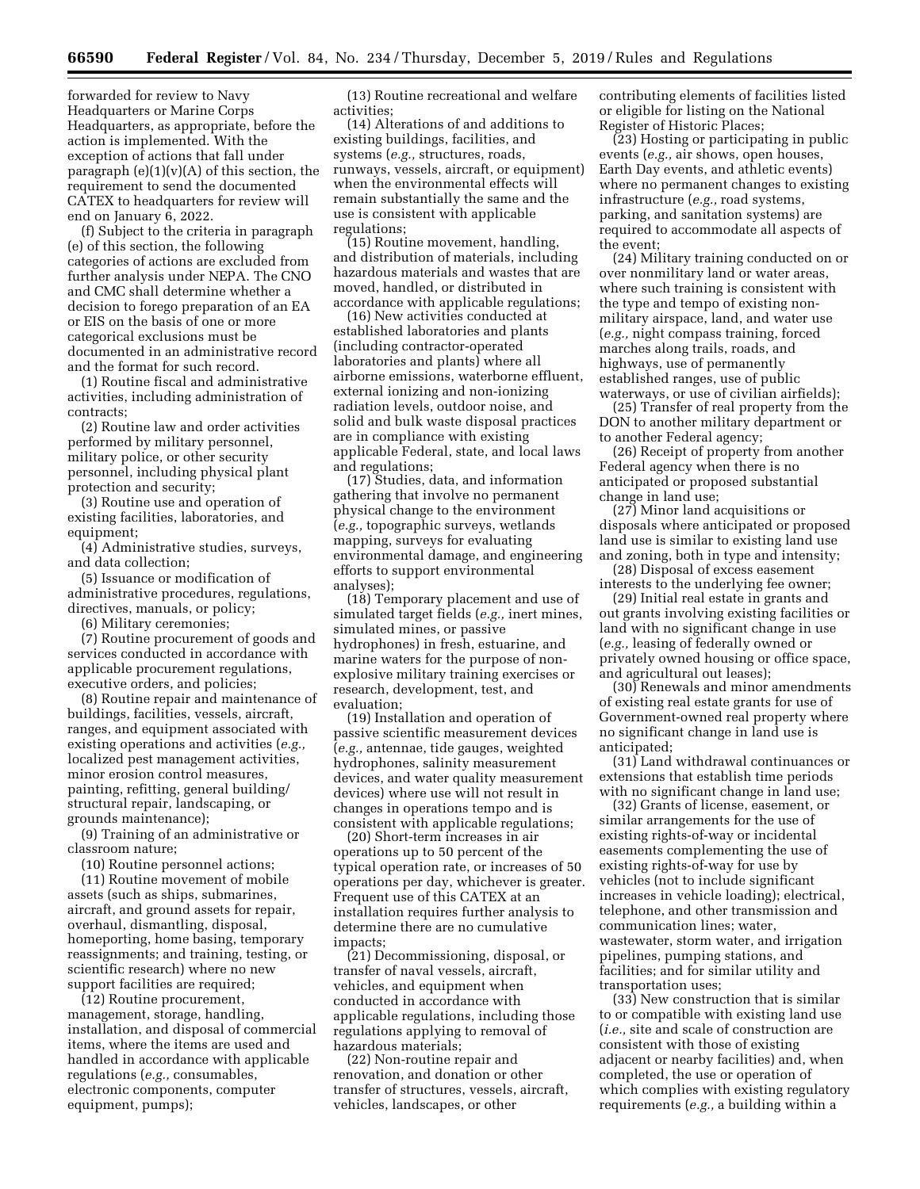forwarded for review to Navy Headquarters or Marine Corps Headquarters, as appropriate, before the action is implemented. With the exception of actions that fall under paragraph (e)(1)(v)(A) of this section, the requirement to send the documented CATEX to headquarters for review will end on January 6, 2022.

(f) Subject to the criteria in paragraph (e) of this section, the following categories of actions are excluded from further analysis under NEPA. The CNO and CMC shall determine whether a decision to forego preparation of an EA or EIS on the basis of one or more categorical exclusions must be documented in an administrative record and the format for such record.

(1) Routine fiscal and administrative activities, including administration of contracts;

(2) Routine law and order activities performed by military personnel, military police, or other security personnel, including physical plant protection and security;

(3) Routine use and operation of existing facilities, laboratories, and equipment;

(4) Administrative studies, surveys, and data collection;

(5) Issuance or modification of administrative procedures, regulations, directives, manuals, or policy;

(6) Military ceremonies;

(7) Routine procurement of goods and services conducted in accordance with applicable procurement regulations, executive orders, and policies;

(8) Routine repair and maintenance of buildings, facilities, vessels, aircraft, ranges, and equipment associated with existing operations and activities (*e.g.,* localized pest management activities, minor erosion control measures, painting, refitting, general building/structural repair, landscaping, or grounds maintenance);

(9) Training of an administrative or classroom nature;

(10) Routine personnel actions;

(11) Routine movement of mobile assets (such as ships, submarines, aircraft, and ground assets for repair, overhaul, dismantling, disposal, homeporting, home basing, temporary reassignments; and training, testing, or scientific research) where no new support facilities are required;

(12) Routine procurement, management, storage, handling, installation, and disposal of commercial items, where the items are used and handled in accordance with applicable regulations (*e.g.,* consumables, electronic components, computer equipment, pumps);

(13) Routine recreational and welfare activities;

(14) Alterations of and additions to existing buildings, facilities, and systems (*e.g.,* structures, roads, runways, vessels, aircraft, or equipment) when the environmental effects will remain substantially the same and the use is consistent with applicable regulations;

(15) Routine movement, handling, and distribution of materials, including hazardous materials and wastes that are moved, handled, or distributed in accordance with applicable regulations;

(16) New activities conducted at established laboratories and plants (including contractor-operated laboratories and plants) where all airborne emissions, waterborne effluent, external ionizing and non-ionizing radiation levels, outdoor noise, and solid and bulk waste disposal practices are in compliance with existing applicable Federal, state, and local laws and regulations;

(17) Studies, data, and information gathering that involve no permanent physical change to the environment (*e.g.,* topographic surveys, wetlands mapping, surveys for evaluating environmental damage, and engineering efforts to support environmental analyses);

(18) Temporary placement and use of simulated target fields (*e.g.,* inert mines, simulated mines, or passive hydrophones) in fresh, estuarine, and marine waters for the purpose of non-explosive military training exercises or research, development, test, and evaluation;

(19) Installation and operation of passive scientific measurement devices (*e.g.,* antennae, tide gauges, weighted hydrophones, salinity measurement devices, and water quality measurement devices) where use will not result in changes in operations tempo and is consistent with applicable regulations;

(20) Short-term increases in air operations up to 50 percent of the typical operation rate, or increases of 50 operations per day, whichever is greater. Frequent use of this CATEX at an installation requires further analysis to determine there are no cumulative impacts;

(21) Decommissioning, disposal, or transfer of naval vessels, aircraft, vehicles, and equipment when conducted in accordance with applicable regulations, including those regulations applying to removal of hazardous materials;

(22) Non-routine repair and renovation, and donation or other transfer of structures, vessels, aircraft, vehicles, landscapes, or other contributing elements of facilities listed or eligible for listing on the National Register of Historic Places;

(23) Hosting or participating in public events (*e.g.,* air shows, open houses, Earth Day events, and athletic events) where no permanent changes to existing infrastructure (*e.g.,* road systems, parking, and sanitation systems) are required to accommodate all aspects of the event;

(24) Military training conducted on or over nonmilitary land or water areas, where such training is consistent with the type and tempo of existing non-military airspace, land, and water use (*e.g.,* night compass training, forced marches along trails, roads, and highways, use of permanently established ranges, use of public waterways, or use of civilian airfields);

(25) Transfer of real property from the DON to another military department or to another Federal agency;

(26) Receipt of property from another Federal agency when there is no anticipated or proposed substantial change in land use;

(27) Minor land acquisitions or disposals where anticipated or proposed land use is similar to existing land use and zoning, both in type and intensity;

(28) Disposal of excess easement interests to the underlying fee owner;

(29) Initial real estate in grants and out grants involving existing facilities or land with no significant change in use (*e.g.,* leasing of federally owned or privately owned housing or office space, and agricultural out leases);

(30) Renewals and minor amendments of existing real estate grants for use of Government-owned real property where no significant change in land use is anticipated;

(31) Land withdrawal continuances or extensions that establish time periods with no significant change in land use;

(32) Grants of license, easement, or similar arrangements for the use of existing rights-of-way or incidental easements complementing the use of existing rights-of-way for use by vehicles (not to include significant increases in vehicle loading); electrical, telephone, and other transmission and communication lines; water, wastewater, storm water, and irrigation pipelines, pumping stations, and facilities; and for similar utility and transportation uses;

(33) New construction that is similar to or compatible with existing land use (*i.e.,* site and scale of construction are consistent with those of existing adjacent or nearby facilities) and, when completed, the use or operation of which complies with existing regulatory requirements (*e.g.,* a building within a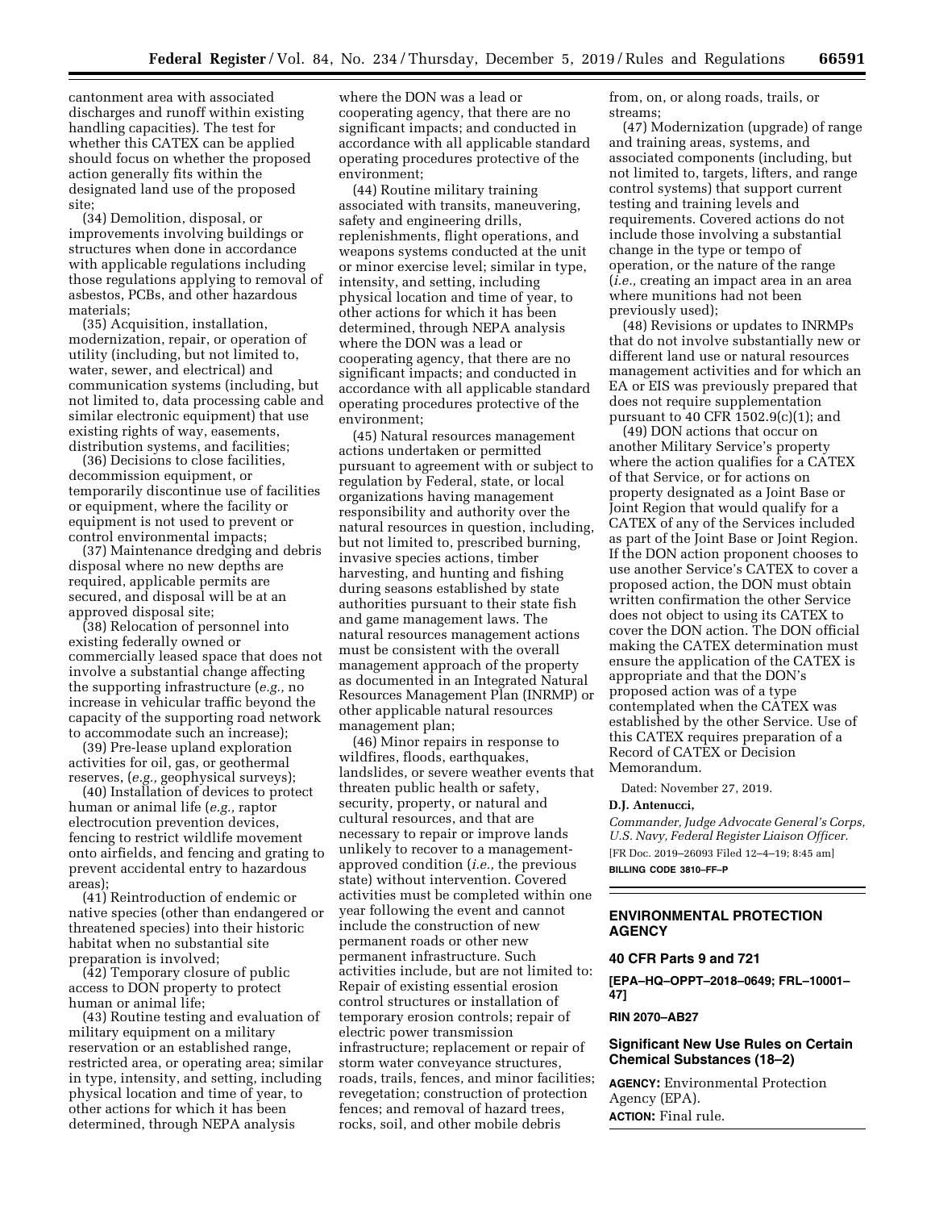cantonment area with associated discharges and runoff within existing handling capacities). The test for whether this CATEX can be applied should focus on whether the proposed action generally fits within the designated land use of the proposed site;

(34) Demolition, disposal, or improvements involving buildings or structures when done in accordance with applicable regulations including those regulations applying to removal of asbestos, PCBs, and other hazardous materials;

(35) Acquisition, installation, modernization, repair, or operation of utility (including, but not limited to, water, sewer, and electrical) and communication systems (including, but not limited to, data processing cable and similar electronic equipment) that use existing rights of way, easements, distribution systems, and facilities;

(36) Decisions to close facilities, decommission equipment, or temporarily discontinue use of facilities or equipment, where the facility or equipment is not used to prevent or control environmental impacts;

(37) Maintenance dredging and debris disposal where no new depths are required, applicable permits are secured, and disposal will be at an approved disposal site;

(38) Relocation of personnel into existing federally owned or commercially leased space that does not involve a substantial change affecting the supporting infrastructure (*e.g.,* no increase in vehicular traffic beyond the capacity of the supporting road network to accommodate such an increase);

(39) Pre-lease upland exploration activities for oil, gas, or geothermal reserves, (*e.g.,* geophysical surveys);

(40) Installation of devices to protect human or animal life (*e.g.,* raptor electrocution prevention devices, fencing to restrict wildlife movement onto airfields, and fencing and grating to prevent accidental entry to hazardous areas);

(41) Reintroduction of endemic or native species (other than endangered or threatened species) into their historic habitat when no substantial site preparation is involved;

(42) Temporary closure of public access to DON property to protect human or animal life;

(43) Routine testing and evaluation of military equipment on a military reservation or an established range, restricted area, or operating area; similar in type, intensity, and setting, including physical location and time of year, to other actions for which it has been determined, through NEPA analysis where the DON was a lead or cooperating agency, that there are no significant impacts; and conducted in accordance with all applicable standard operating procedures protective of the environment;

(44) Routine military training associated with transits, maneuvering, safety and engineering drills, replenishments, flight operations, and weapons systems conducted at the unit or minor exercise level; similar in type, intensity, and setting, including physical location and time of year, to other actions for which it has been determined, through NEPA analysis where the DON was a lead or cooperating agency, that there are no significant impacts; and conducted in accordance with all applicable standard operating procedures protective of the environment;

(45) Natural resources management actions undertaken or permitted pursuant to agreement with or subject to regulation by Federal, state, or local organizations having management responsibility and authority over the natural resources in question, including, but not limited to, prescribed burning, invasive species actions, timber harvesting, and hunting and fishing during seasons established by state authorities pursuant to their state fish and game management laws. The natural resources management actions must be consistent with the overall management approach of the property as documented in an Integrated Natural Resources Management Plan (INRMP) or other applicable natural resources management plan;

(46) Minor repairs in response to wildfires, floods, earthquakes, landslides, or severe weather events that threaten public health or safety, security, property, or natural and cultural resources, and that are necessary to repair or improve lands unlikely to recover to a management-approved condition (*i.e.,* the previous state) without intervention. Covered activities must be completed within one year following the event and cannot include the construction of new permanent roads or other new permanent infrastructure. Such activities include, but are not limited to: Repair of existing essential erosion control structures or installation of temporary erosion controls; repair of electric power transmission infrastructure; replacement or repair of storm water conveyance structures, roads, trails, fences, and minor facilities; revegetation; construction of protection fences; and removal of hazard trees, rocks, soil, and other mobile debris from, on, or along roads, trails, or streams;

(47) Modernization (upgrade) of range and training areas, systems, and associated components (including, but not limited to, targets, lifters, and range control systems) that support current testing and training levels and requirements. Covered actions do not include those involving a substantial change in the type or tempo of operation, or the nature of the range (*i.e.,* creating an impact area in an area where munitions had not been previously used);

(48) Revisions or updates to INRMPs that do not involve substantially new or different land use or natural resources management activities and for which an EA or EIS was previously prepared that does not require supplementation pursuant to 40 CFR 1502.9(c)(1); and

(49) DON actions that occur on another Military Service's property where the action qualifies for a CATEX of that Service, or for actions on property designated as a Joint Base or Joint Region that would qualify for a CATEX of any of the Services included as part of the Joint Base or Joint Region. If the DON action proponent chooses to use another Service's CATEX to cover a proposed action, the DON must obtain written confirmation the other Service does not object to using its CATEX to cover the DON action. The DON official making the CATEX determination must ensure the application of the CATEX is appropriate and that the DON's proposed action was of a type contemplated when the CATEX was established by the other Service. Use of this CATEX requires preparation of a Record of CATEX or Decision Memorandum.

Dated: November 27, 2019.

**D.J. Antenucci,**

*Commander, Judge Advocate General's Corps, U.S. Navy, Federal Register Liaison Officer.*

[FR Doc. 2019–26093 Filed 12–4–19; 8:45 am]

**BILLING CODE 3810–FF–P**

---

## ENVIRONMENTAL PROTECTION AGENCY

### 40 CFR Parts 9 and 721

**[EPA–HQ–OPPT–2018–0649; FRL–10001–47]**

**RIN 2070–AB27**

### Significant New Use Rules on Certain Chemical Substances (18–2)

**AGENCY:** Environmental Protection Agency (EPA).

**ACTION:** Final rule.